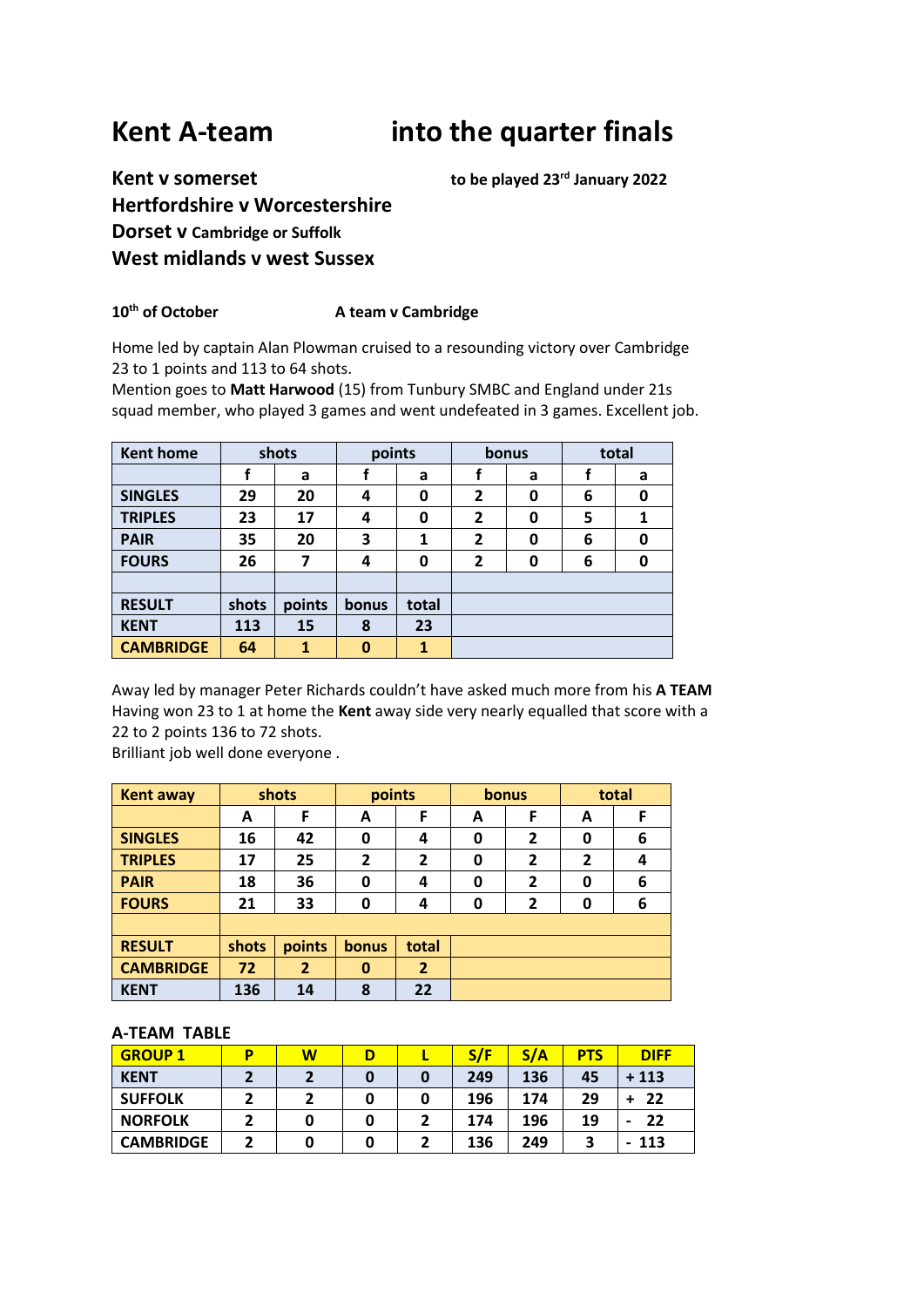# Kent A-team into the quarter finals

**Kent v somerset** **to be played 23rd January 2022**
**Hertfordshire v Worcestershire**
**Dorset v Cambridge or Suffolk**
**West midlands v west Sussex**

**10th of October** **A team v Cambridge**

Home led by captain Alan Plowman cruised to a resounding victory over Cambridge 23 to 1 points and 113 to 64 shots.
Mention goes to **Matt Harwood** (15) from Tunbury SMBC and England under 21s squad member, who played 3 games and went undefeated in 3 games. Excellent job.

| Kent home | shots | | points | | bonus | | total | |
|---|---|---|---|---|---|---|---|---|
| | f | a | f | a | f | a | f | a |
| SINGLES | 29 | 20 | 4 | 0 | 2 | 0 | 6 | 0 |
| TRIPLES | 23 | 17 | 4 | 0 | 2 | 0 | 5 | 1 |
| PAIR | 35 | 20 | 3 | 1 | 2 | 0 | 6 | 0 |
| FOURS | 26 | 7 | 4 | 0 | 2 | 0 | 6 | 0 |
| | | | | | | | | |
| RESULT | shots | points | bonus | total | | | | |
| KENT | 113 | 15 | 8 | 23 | | | | |
| CAMBRIDGE | 64 | 1 | 0 | 1 | | | | |

Away led by manager Peter Richards couldn't have asked much more from his **A TEAM**
Having won 23 to 1 at home the **Kent** away side very nearly equalled that score with a 22 to 2 points 136 to 72 shots.
Brilliant job well done everyone .

| Kent away | shots | | points | | bonus | | total | |
|---|---|---|---|---|---|---|---|---|
| | A | F | A | F | A | F | A | F |
| SINGLES | 16 | 42 | 0 | 4 | 0 | 2 | 0 | 6 |
| TRIPLES | 17 | 25 | 2 | 2 | 0 | 2 | 2 | 4 |
| PAIR | 18 | 36 | 0 | 4 | 0 | 2 | 0 | 6 |
| FOURS | 21 | 33 | 0 | 4 | 0 | 2 | 0 | 6 |
| | | | | | | | | |
| RESULT | shots | points | bonus | total | | | | |
| CAMBRIDGE | 72 | 2 | 0 | 2 | | | | |
| KENT | 136 | 14 | 8 | 22 | | | | |

**A-TEAM TABLE**

| GROUP 1 | P | W | D | L | S/F | S/A | PTS | DIFF |
|---|---|---|---|---|---|---|---|---|
| KENT | 2 | 2 | 0 | 0 | 249 | 136 | 45 | + 113 |
| SUFFOLK | 2 | 2 | 0 | 0 | 196 | 174 | 29 | + 22 |
| NORFOLK | 2 | 0 | 0 | 2 | 174 | 196 | 19 | - 22 |
| CAMBRIDGE | 2 | 0 | 0 | 2 | 136 | 249 | 3 | - 113 |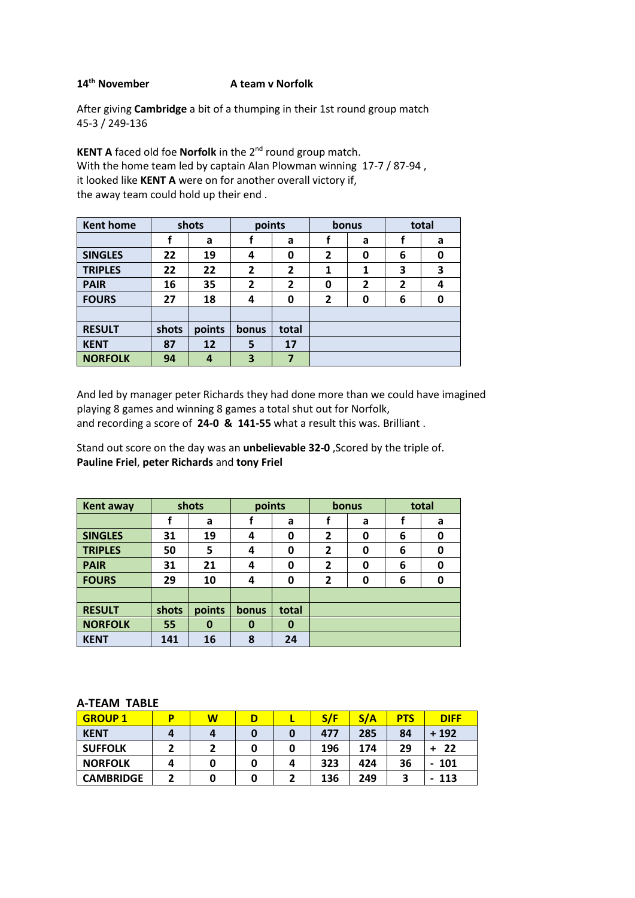**14th November** **A team v Norfolk**

After giving **Cambridge** a bit of a thumping in their 1st round group match
45-3 / 249-136

**KENT A** faced old foe **Norfolk** in the 2nd round group match.
With the home team led by captain Alan Plowman winning 17-7 / 87-94 ,
it looked like **KENT A** were on for another overall victory if,
the away team could hold up their end .

| Kent home | shots | | points | | bonus | | total | |
|---|---|---|---|---|---|---|---|---|
| | f | a | f | a | f | a | f | a |
| SINGLES | 22 | 19 | 4 | 0 | 2 | 0 | 6 | 0 |
| TRIPLES | 22 | 22 | 2 | 2 | 1 | 1 | 3 | 3 |
| PAIR | 16 | 35 | 2 | 2 | 0 | 2 | 2 | 4 |
| FOURS | 27 | 18 | 4 | 0 | 2 | 0 | 6 | 0 |
| | | | | | | | | |
| RESULT | shots | points | bonus | total | | | | |
| KENT | 87 | 12 | 5 | 17 | | | | |
| NORFOLK | 94 | 4 | 3 | 7 | | | | |

And led by manager peter Richards they had done more than we could have imagined
playing 8 games and winning 8 games a total shut out for Norfolk,
and recording a score of **24-0 & 141-55** what a result this was. Brilliant .

Stand out score on the day was an **unbelievable 32-0** ,Scored by the triple of.
**Pauline Friel**, **peter Richards** and **tony Friel**

| Kent away | shots | | points | | bonus | | total | |
|---|---|---|---|---|---|---|---|---|
| | f | a | f | a | f | a | f | a |
| SINGLES | 31 | 19 | 4 | 0 | 2 | 0 | 6 | 0 |
| TRIPLES | 50 | 5 | 4 | 0 | 2 | 0 | 6 | 0 |
| PAIR | 31 | 21 | 4 | 0 | 2 | 0 | 6 | 0 |
| FOURS | 29 | 10 | 4 | 0 | 2 | 0 | 6 | 0 |
| | | | | | | | | |
| RESULT | shots | points | bonus | total | | | | |
| NORFOLK | 55 | 0 | 0 | 0 | | | | |
| KENT | 141 | 16 | 8 | 24 | | | | |

**A-TEAM TABLE**

| GROUP 1 | P | W | D | L | S/F | S/A | PTS | DIFF |
|---|---|---|---|---|---|---|---|---|
| KENT | 4 | 4 | 0 | 0 | 477 | 285 | 84 | + 192 |
| SUFFOLK | 2 | 2 | 0 | 0 | 196 | 174 | 29 | + 22 |
| NORFOLK | 4 | 0 | 0 | 4 | 323 | 424 | 36 | - 101 |
| CAMBRIDGE | 2 | 0 | 0 | 2 | 136 | 249 | 3 | - 113 |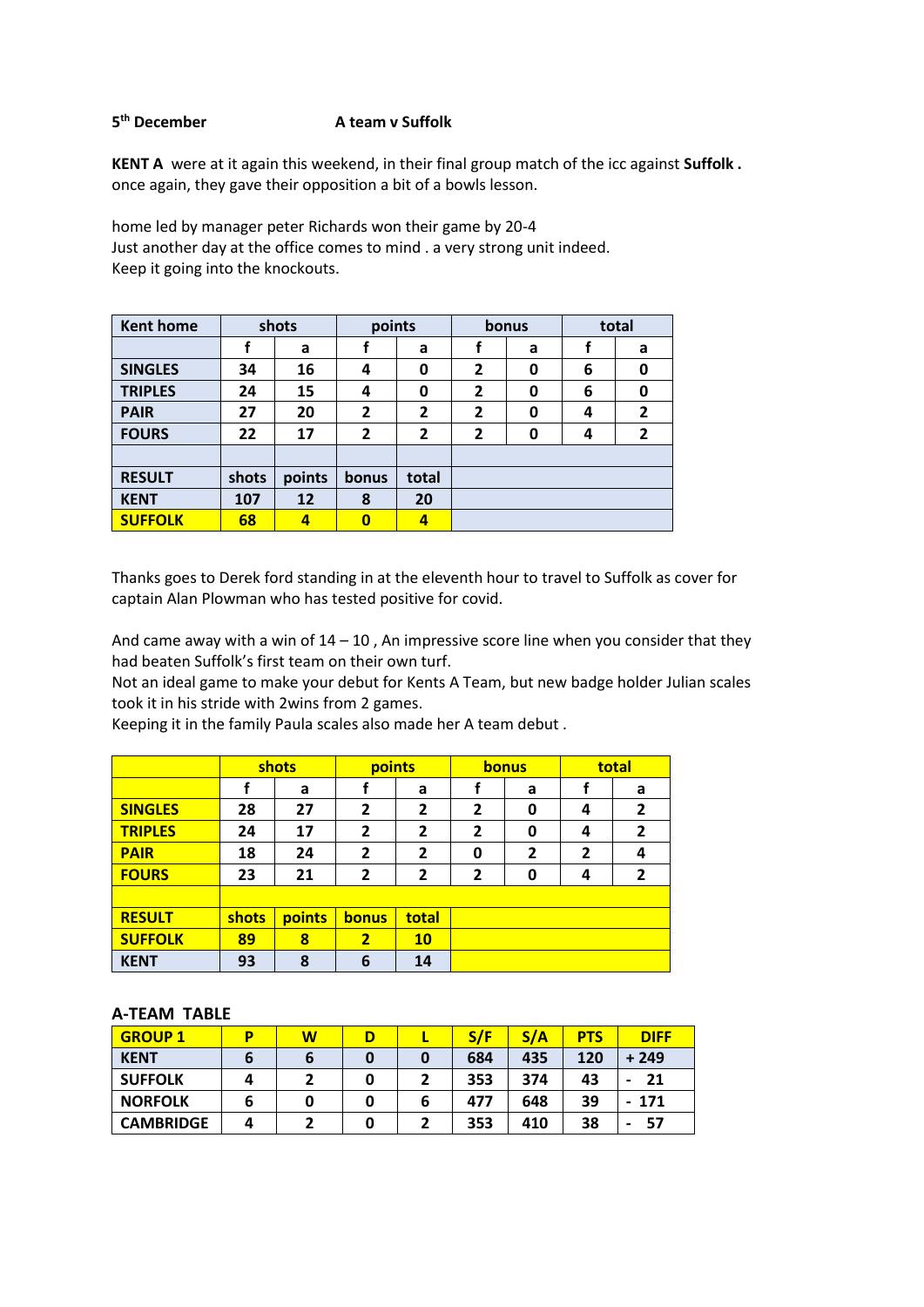**5th December**  **A team v Suffolk**

**KENT A** were at it again this weekend, in their final group match of the icc against **Suffolk .** once again, they gave their opposition a bit of a bowls lesson.

home led by manager peter Richards won their game by 20-4
Just another day at the office comes to mind . a very strong unit indeed.
Keep it going into the knockouts.

| Kent home | shots | | points | | bonus | | total | |
|---|---|---|---|---|---|---|---|---|
| | f | a | f | a | f | a | f | a |
| SINGLES | 34 | 16 | 4 | 0 | 2 | 0 | 6 | 0 |
| TRIPLES | 24 | 15 | 4 | 0 | 2 | 0 | 6 | 0 |
| PAIR | 27 | 20 | 2 | 2 | 2 | 0 | 4 | 2 |
| FOURS | 22 | 17 | 2 | 2 | 2 | 0 | 4 | 2 |
| | | | | | | | | |
| RESULT | shots | points | bonus | total | | | | |
| KENT | 107 | 12 | 8 | 20 | | | | |
| SUFFOLK | 68 | 4 | 0 | 4 | | | | |

Thanks goes to Derek ford standing in at the eleventh hour to travel to Suffolk as cover for captain Alan Plowman who has tested positive for covid.

And came away with a win of 14 – 10 , An impressive score line when you consider that they had beaten Suffolk's first team on their own turf.
Not an ideal game to make your debut for Kents A Team, but new badge holder Julian scales took it in his stride with 2wins from 2 games.
Keeping it in the family Paula scales also made her A team debut .

| | shots | | points | | bonus | | total | |
|---|---|---|---|---|---|---|---|---|
| | f | a | f | a | f | a | f | a |
| SINGLES | 28 | 27 | 2 | 2 | 2 | 0 | 4 | 2 |
| TRIPLES | 24 | 17 | 2 | 2 | 2 | 0 | 4 | 2 |
| PAIR | 18 | 24 | 2 | 2 | 0 | 2 | 2 | 4 |
| FOURS | 23 | 21 | 2 | 2 | 2 | 0 | 4 | 2 |
| | | | | | | | | |
| RESULT | shots | points | bonus | total | | | | |
| SUFFOLK | 89 | 8 | 2 | 10 | | | | |
| KENT | 93 | 8 | 6 | 14 | | | | |

**A-TEAM TABLE**

| GROUP 1 | P | W | D | L | S/F | S/A | PTS | DIFF |
|---|---|---|---|---|---|---|---|---|
| KENT | 6 | 6 | 0 | 0 | 684 | 435 | 120 | + 249 |
| SUFFOLK | 4 | 2 | 0 | 2 | 353 | 374 | 43 | - 21 |
| NORFOLK | 6 | 0 | 0 | 6 | 477 | 648 | 39 | - 171 |
| CAMBRIDGE | 4 | 2 | 0 | 2 | 353 | 410 | 38 | - 57 |